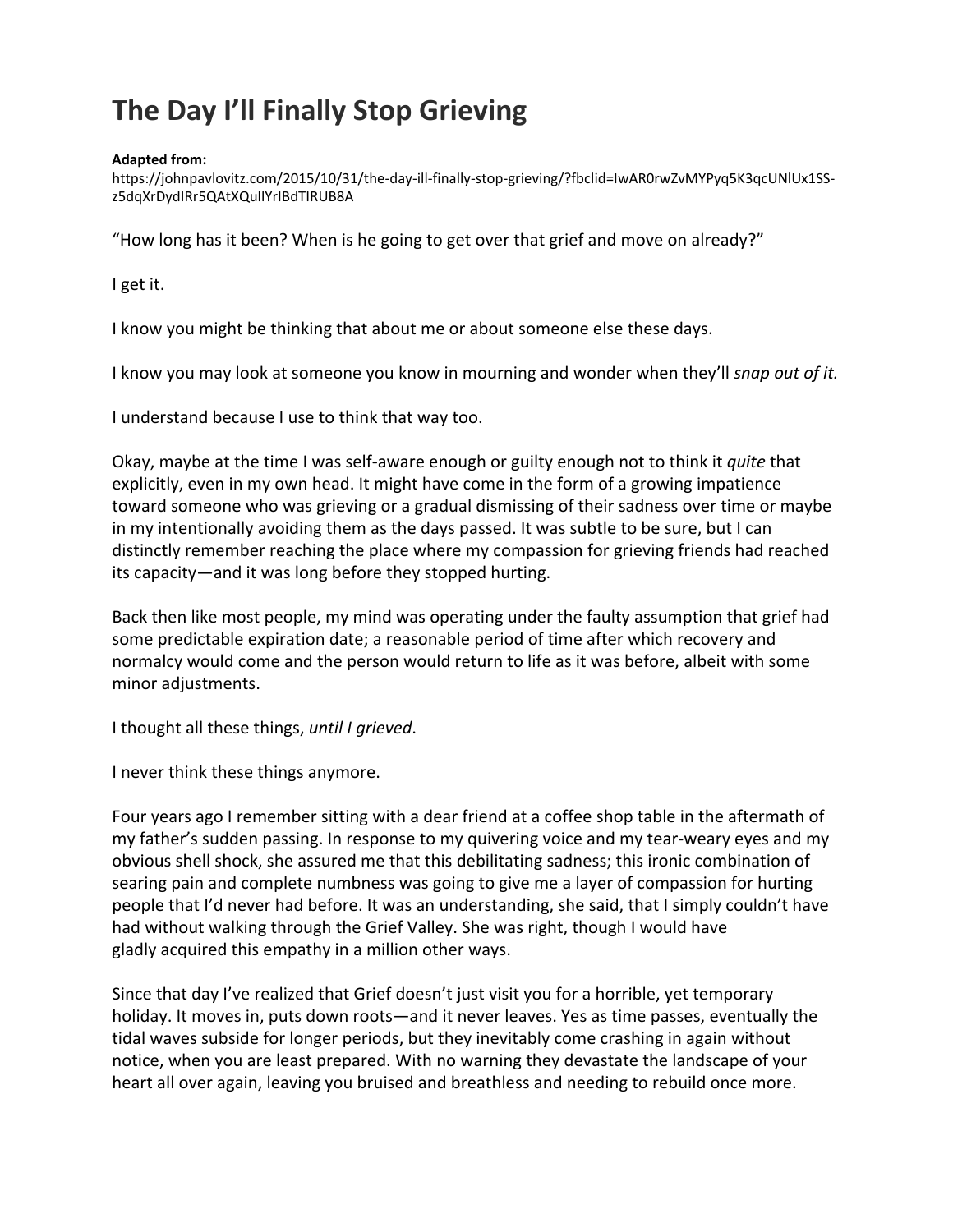# The Day I'll Finally Stop Grieving

**Adapted from:**
https://johnpavlovitz.com/2015/10/31/the-day-ill-finally-stop-grieving/?fbclid=IwAR0rwZvMYPyq5K3qcUNlUx1SS-z5dqXrDydIRr5QAtXQullYrIBdTIRUB8A

"How long has it been? When is he going to get over that grief and move on already?"

I get it.

I know you might be thinking that about me or about someone else these days.

I know you may look at someone you know in mourning and wonder when they'll *snap out of it.*

I understand because I use to think that way too.

Okay, maybe at the time I was self-aware enough or guilty enough not to think it *quite* that explicitly, even in my own head. It might have come in the form of a growing impatience toward someone who was grieving or a gradual dismissing of their sadness over time or maybe in my intentionally avoiding them as the days passed. It was subtle to be sure, but I can distinctly remember reaching the place where my compassion for grieving friends had reached its capacity—and it was long before they stopped hurting.

Back then like most people, my mind was operating under the faulty assumption that grief had some predictable expiration date; a reasonable period of time after which recovery and normalcy would come and the person would return to life as it was before, albeit with some minor adjustments.

I thought all these things, *until I grieved*.

I never think these things anymore.

Four years ago I remember sitting with a dear friend at a coffee shop table in the aftermath of my father's sudden passing. In response to my quivering voice and my tear-weary eyes and my obvious shell shock, she assured me that this debilitating sadness; this ironic combination of searing pain and complete numbness was going to give me a layer of compassion for hurting people that I'd never had before. It was an understanding, she said, that I simply couldn't have had without walking through the Grief Valley. She was right, though I would have gladly acquired this empathy in a million other ways.

Since that day I've realized that Grief doesn't just visit you for a horrible, yet temporary holiday. It moves in, puts down roots—and it never leaves. Yes as time passes, eventually the tidal waves subside for longer periods, but they inevitably come crashing in again without notice, when you are least prepared. With no warning they devastate the landscape of your heart all over again, leaving you bruised and breathless and needing to rebuild once more.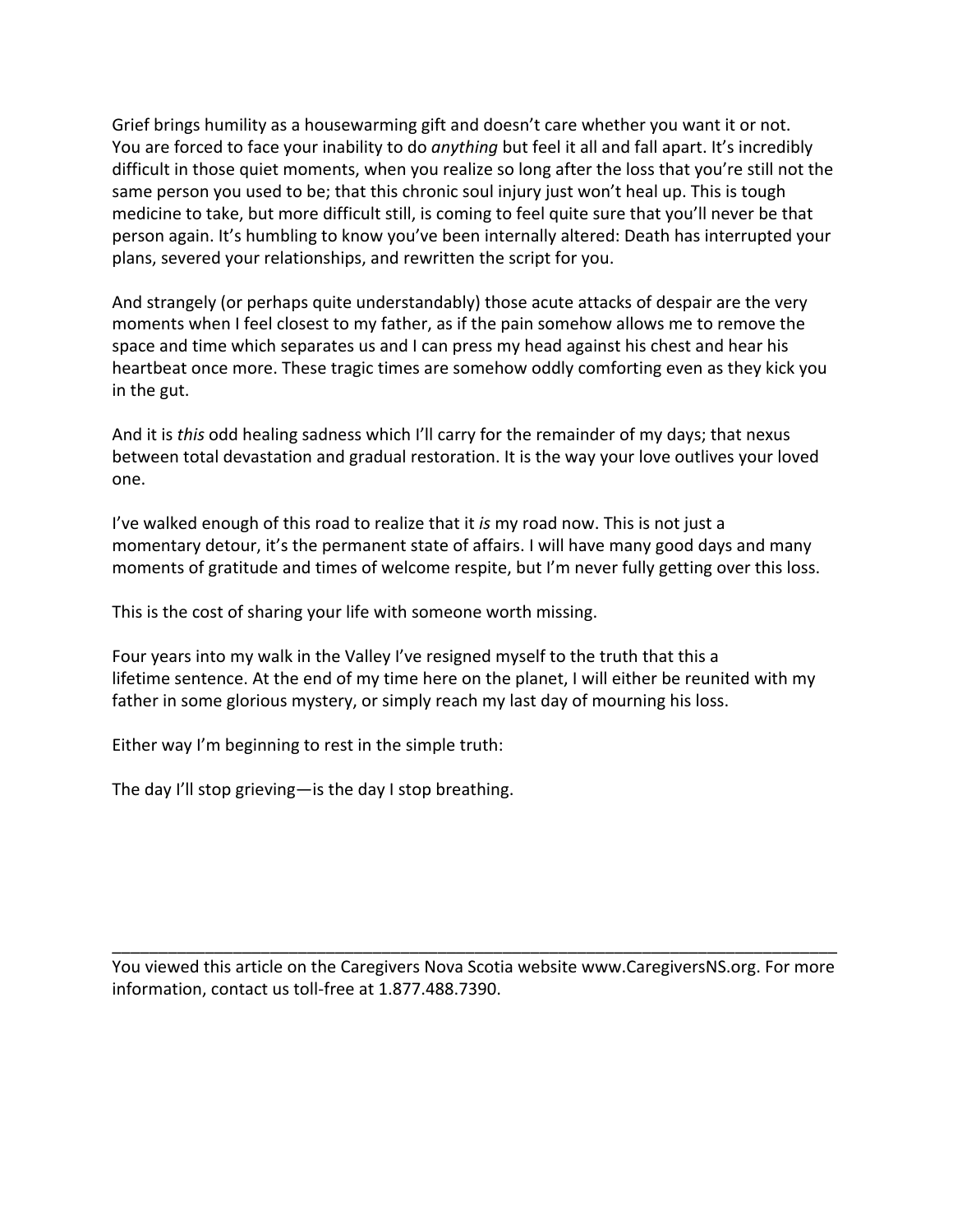Grief brings humility as a housewarming gift and doesn't care whether you want it or not. You are forced to face your inability to do *anything* but feel it all and fall apart. It's incredibly difficult in those quiet moments, when you realize so long after the loss that you're still not the same person you used to be; that this chronic soul injury just won't heal up. This is tough medicine to take, but more difficult still, is coming to feel quite sure that you'll never be that person again. It's humbling to know you've been internally altered: Death has interrupted your plans, severed your relationships, and rewritten the script for you.

And strangely (or perhaps quite understandably) those acute attacks of despair are the very moments when I feel closest to my father, as if the pain somehow allows me to remove the space and time which separates us and I can press my head against his chest and hear his heartbeat once more. These tragic times are somehow oddly comforting even as they kick you in the gut.

And it is *this* odd healing sadness which I'll carry for the remainder of my days; that nexus between total devastation and gradual restoration. It is the way your love outlives your loved one.

I've walked enough of this road to realize that it *is* my road now. This is not just a momentary detour, it's the permanent state of affairs. I will have many good days and many moments of gratitude and times of welcome respite, but I'm never fully getting over this loss.

This is the cost of sharing your life with someone worth missing.

Four years into my walk in the Valley I've resigned myself to the truth that this a lifetime sentence. At the end of my time here on the planet, I will either be reunited with my father in some glorious mystery, or simply reach my last day of mourning his loss.

Either way I'm beginning to rest in the simple truth:

The day I'll stop grieving—is the day I stop breathing.

---

You viewed this article on the Caregivers Nova Scotia website www.CaregiversNS.org. For more information, contact us toll-free at 1.877.488.7390.